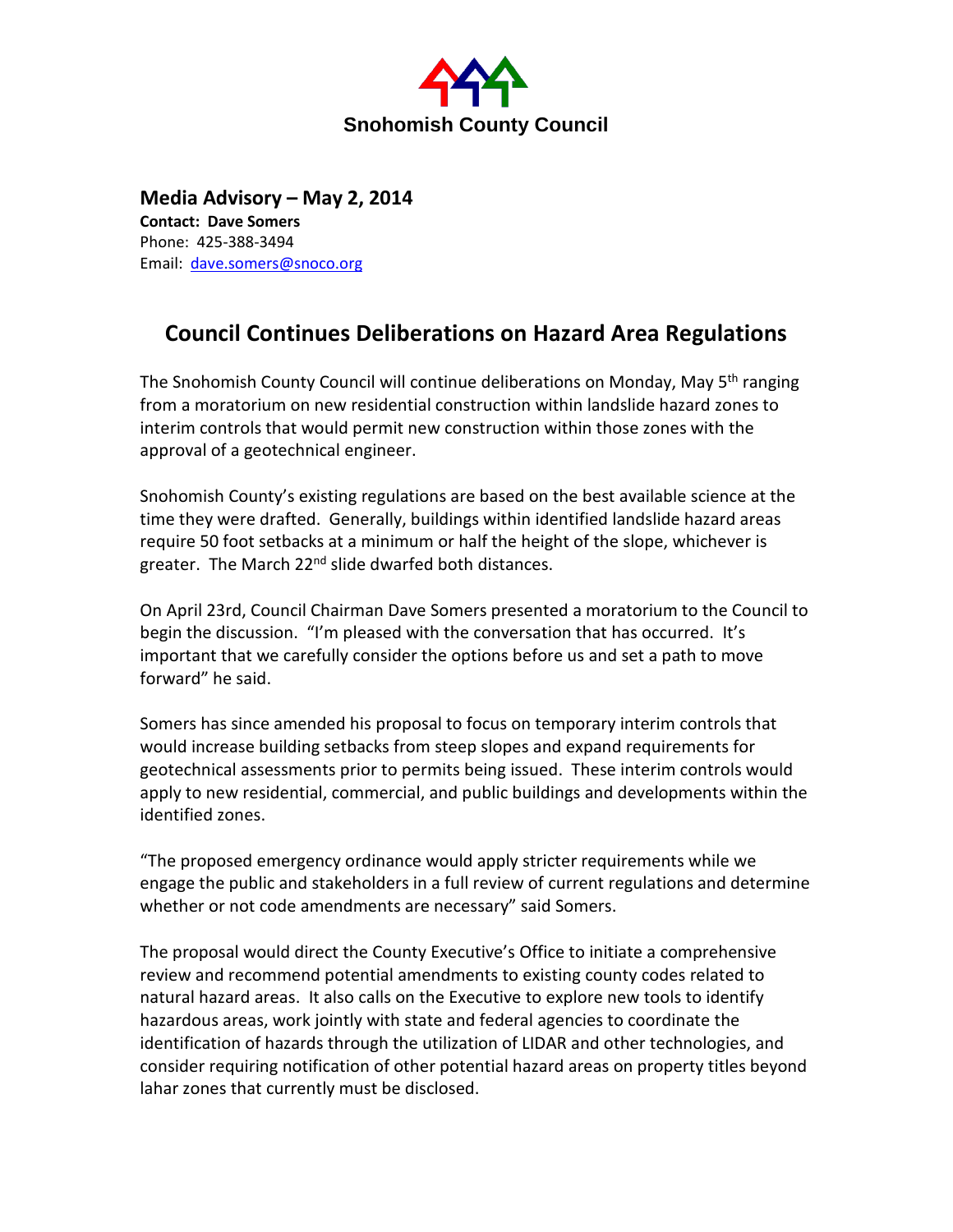**Snohomish County Council**

**Media Advisory – May 2, 2014**

**Contact: Dave Somers**
Phone: 425-388-3494
Email: [dave.somers@snoco.org](mailto:dave.somers@snoco.org)

## Council Continues Deliberations on Hazard Area Regulations

The Snohomish County Council will continue deliberations on Monday, May 5th ranging from a moratorium on new residential construction within landslide hazard zones to interim controls that would permit new construction within those zones with the approval of a geotechnical engineer.

Snohomish County's existing regulations are based on the best available science at the time they were drafted. Generally, buildings within identified landslide hazard areas require 50 foot setbacks at a minimum or half the height of the slope, whichever is greater. The March 22nd slide dwarfed both distances.

On April 23rd, Council Chairman Dave Somers presented a moratorium to the Council to begin the discussion. "I'm pleased with the conversation that has occurred. It's important that we carefully consider the options before us and set a path to move forward" he said.

Somers has since amended his proposal to focus on temporary interim controls that would increase building setbacks from steep slopes and expand requirements for geotechnical assessments prior to permits being issued. These interim controls would apply to new residential, commercial, and public buildings and developments within the identified zones.

"The proposed emergency ordinance would apply stricter requirements while we engage the public and stakeholders in a full review of current regulations and determine whether or not code amendments are necessary" said Somers.

The proposal would direct the County Executive's Office to initiate a comprehensive review and recommend potential amendments to existing county codes related to natural hazard areas. It also calls on the Executive to explore new tools to identify hazardous areas, work jointly with state and federal agencies to coordinate the identification of hazards through the utilization of LIDAR and other technologies, and consider requiring notification of other potential hazard areas on property titles beyond lahar zones that currently must be disclosed.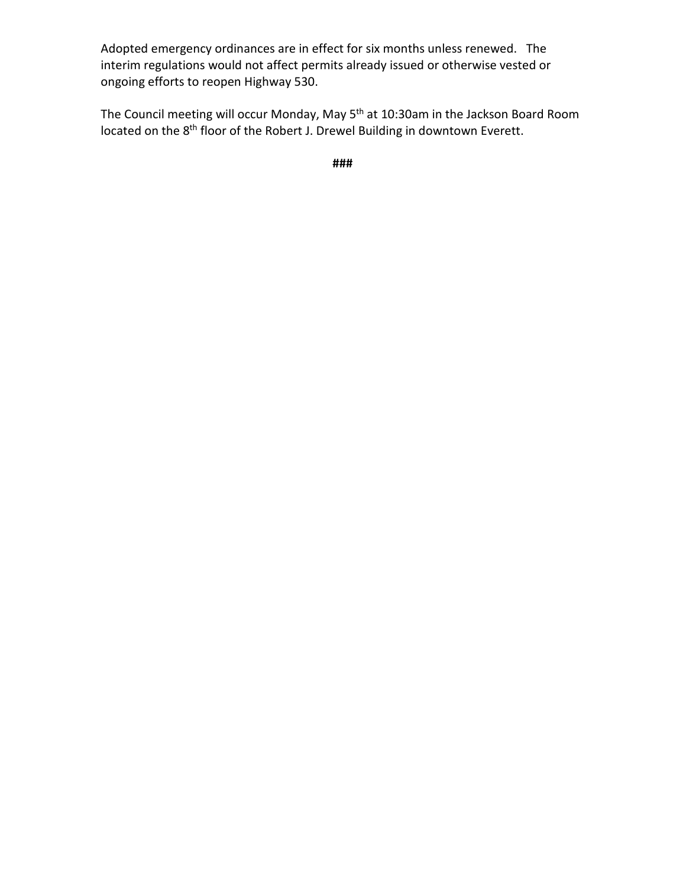Adopted emergency ordinances are in effect for six months unless renewed. The interim regulations would not affect permits already issued or otherwise vested or ongoing efforts to reopen Highway 530.

The Council meeting will occur Monday, May 5th at 10:30am in the Jackson Board Room located on the 8th floor of the Robert J. Drewel Building in downtown Everett.

**###**